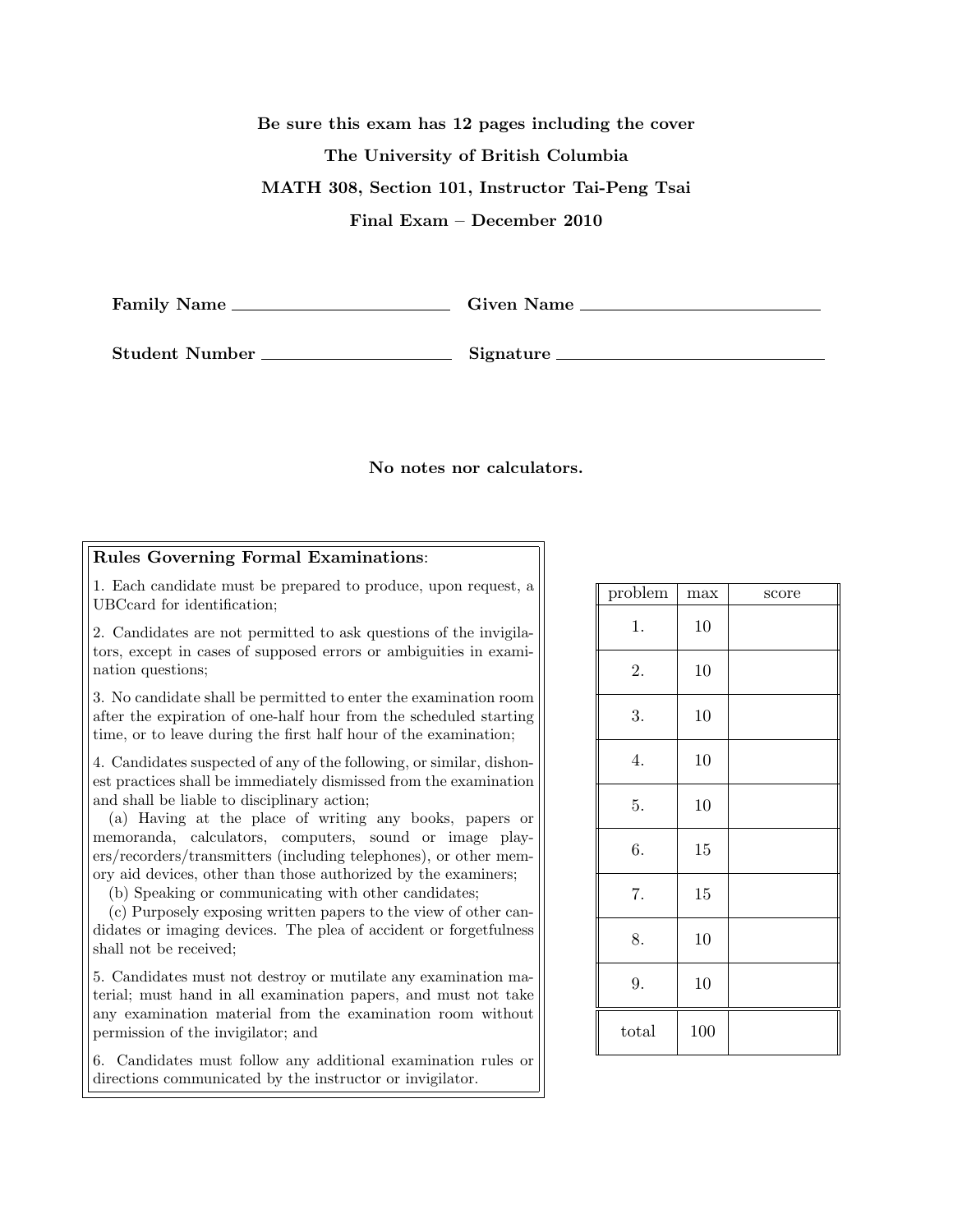**Be sure this exam has 12 pages including the cover**

**The University of British Columbia**

**MATH 308, Section 101, Instructor Tai-Peng Tsai**

**Final Exam – December 2010**

**Family Name** ______________________ **Given Name** ______________________

**Student Number** ______________________ **Signature** ______________________

**No notes nor calculators.**

**Rules Governing Formal Examinations**:

1. Each candidate must be prepared to produce, upon request, a UBCcard for identification;

2. Candidates are not permitted to ask questions of the invigilators, except in cases of supposed errors or ambiguities in examination questions;

3. No candidate shall be permitted to enter the examination room after the expiration of one-half hour from the scheduled starting time, or to leave during the first half hour of the examination;

4. Candidates suspected of any of the following, or similar, dishonest practices shall be immediately dismissed from the examination and shall be liable to disciplinary action;
   (a) Having at the place of writing any books, papers or memoranda, calculators, computers, sound or image players/recorders/transmitters (including telephones), or other memory aid devices, other than those authorized by the examiners;
   (b) Speaking or communicating with other candidates;
   (c) Purposely exposing written papers to the view of other candidates or imaging devices. The plea of accident or forgetfulness shall not be received;

5. Candidates must not destroy or mutilate any examination material; must hand in all examination papers, and must not take any examination material from the examination room without permission of the invigilator; and

6. Candidates must follow any additional examination rules or directions communicated by the instructor or invigilator.

| problem | max | score |
|---|---|---|
| 1. | 10 | |
| 2. | 10 | |
| 3. | 10 | |
| 4. | 10 | |
| 5. | 10 | |
| 6. | 15 | |
| 7. | 15 | |
| 8. | 10 | |
| 9. | 10 | |
| total | 100 | |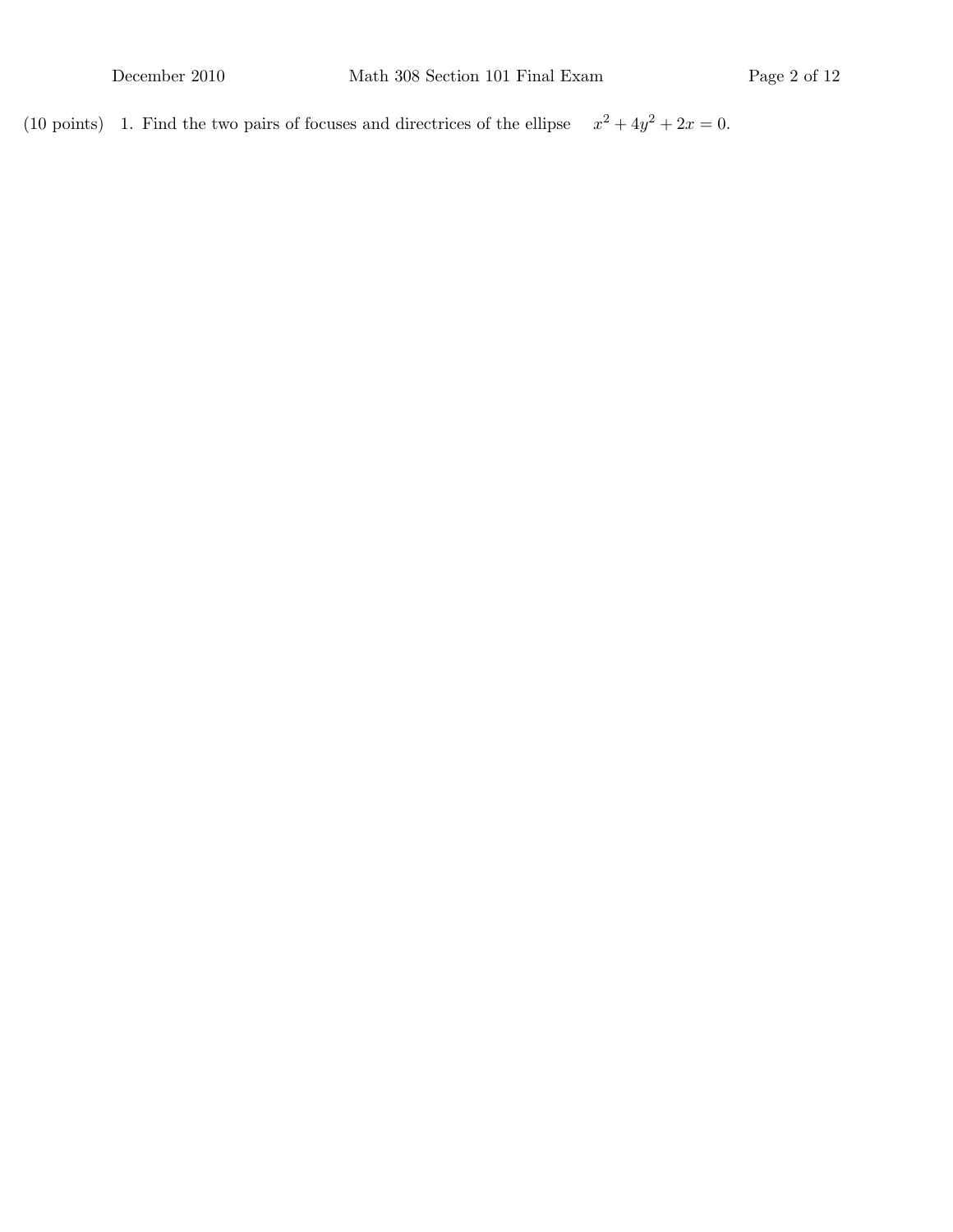(10 points) 1. Find the two pairs of focuses and directrices of the ellipse $x^2 + 4y^2 + 2x = 0$.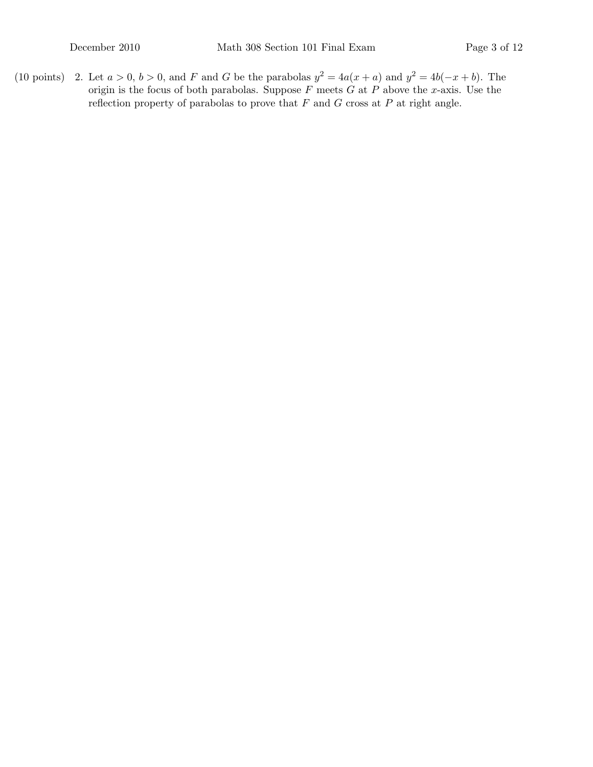(10 points) 2. Let $a > 0$, $b > 0$, and $F$ and $G$ be the parabolas $y^2 = 4a(x + a)$ and $y^2 = 4b(-x + b)$. The origin is the focus of both parabolas. Suppose $F$ meets $G$ at $P$ above the $x$-axis. Use the reflection property of parabolas to prove that $F$ and $G$ cross at $P$ at right angle.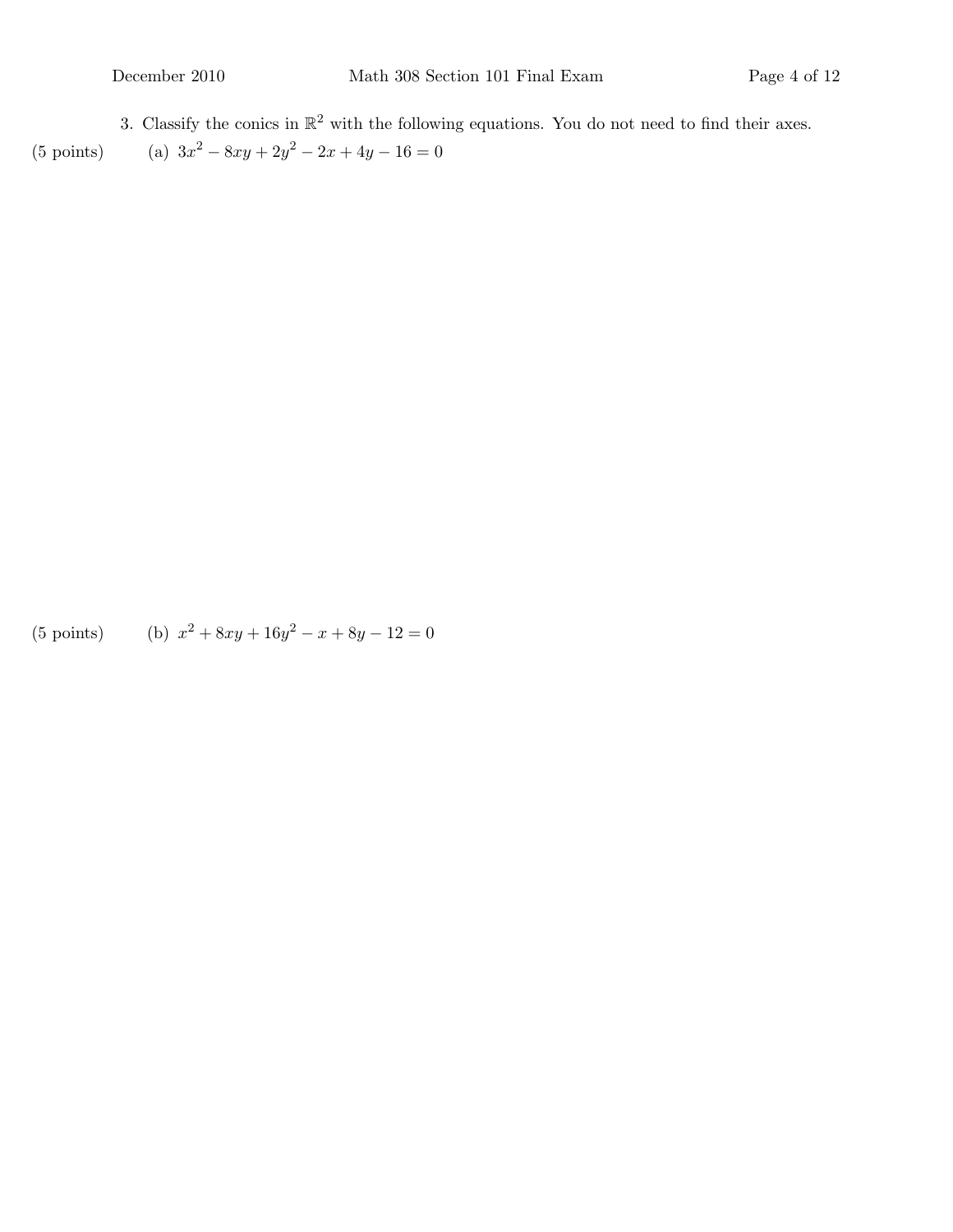3. Classify the conics in $\mathbb{R}^2$ with the following equations. You do not need to find their axes.

(5 points) (a) $3x^2 - 8xy + 2y^2 - 2x + 4y - 16 = 0$

(5 points) (b) $x^2 + 8xy + 16y^2 - x + 8y - 12 = 0$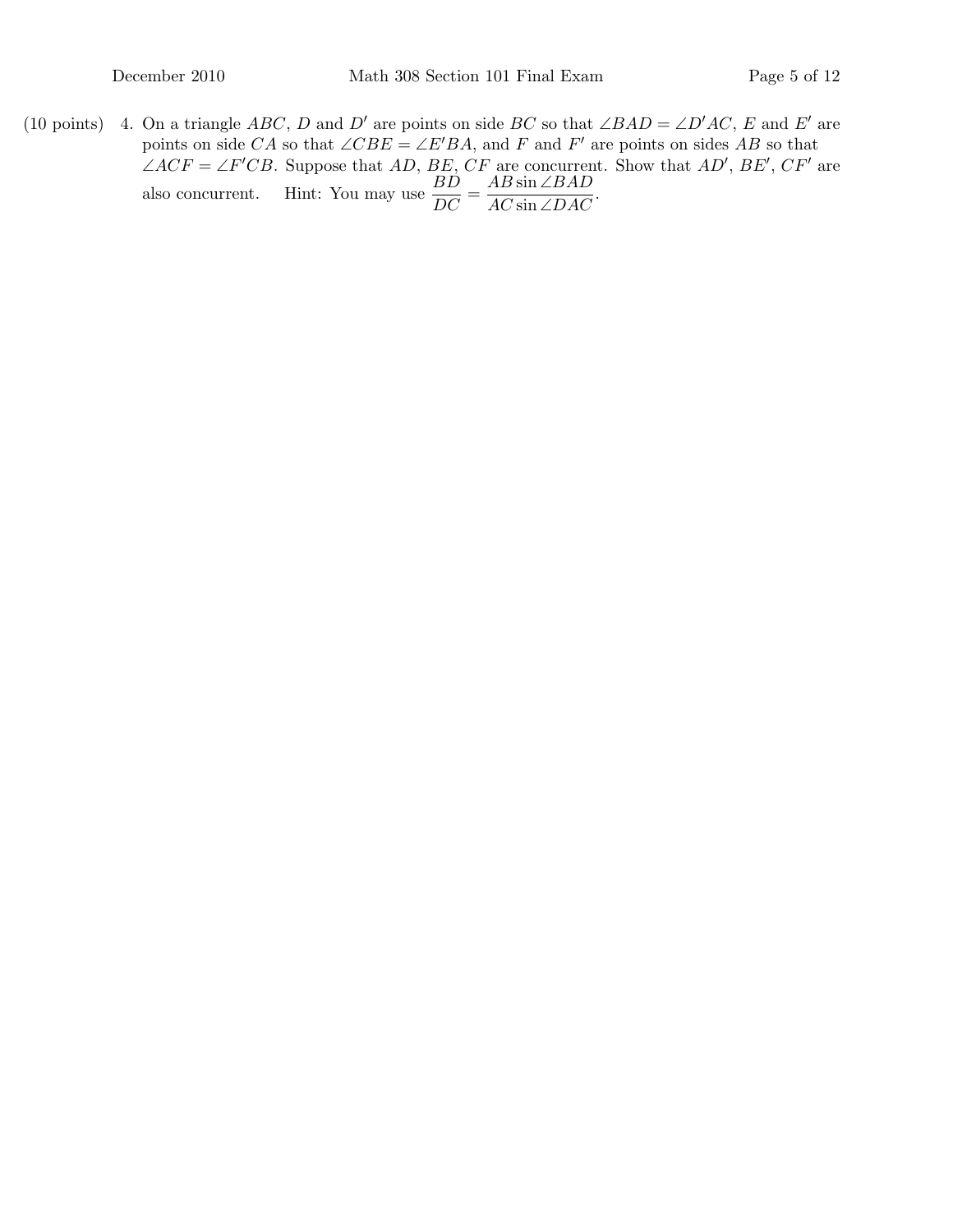(10 points) 4. On a triangle $ABC$, $D$ and $D'$ are points on side $BC$ so that $\angle BAD = \angle D'AC$, $E$ and $E'$ are points on side $CA$ so that $\angle CBE = \angle E'BA$, and $F$ and $F'$ are points on sides $AB$ so that $\angle ACF = \angle F'CB$. Suppose that $AD$, $BE$, $CF$ are concurrent. Show that $AD'$, $BE'$, $CF'$ are also concurrent. Hint: You may use $\dfrac{BD}{DC} = \dfrac{AB \sin \angle BAD}{AC \sin \angle DAC}$.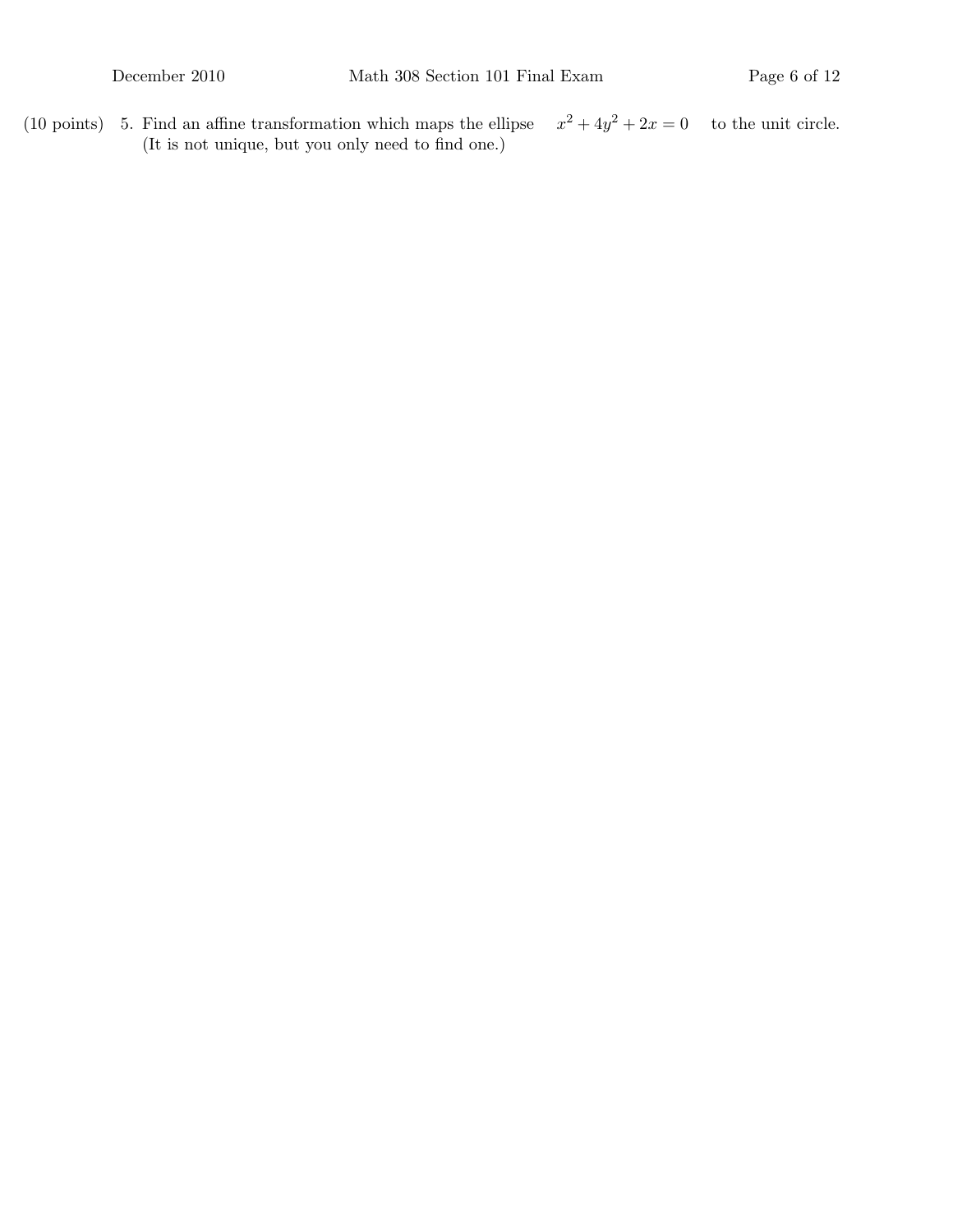(10 points) 5. Find an affine transformation which maps the ellipse $x^2 + 4y^2 + 2x = 0$ to the unit circle. (It is not unique, but you only need to find one.)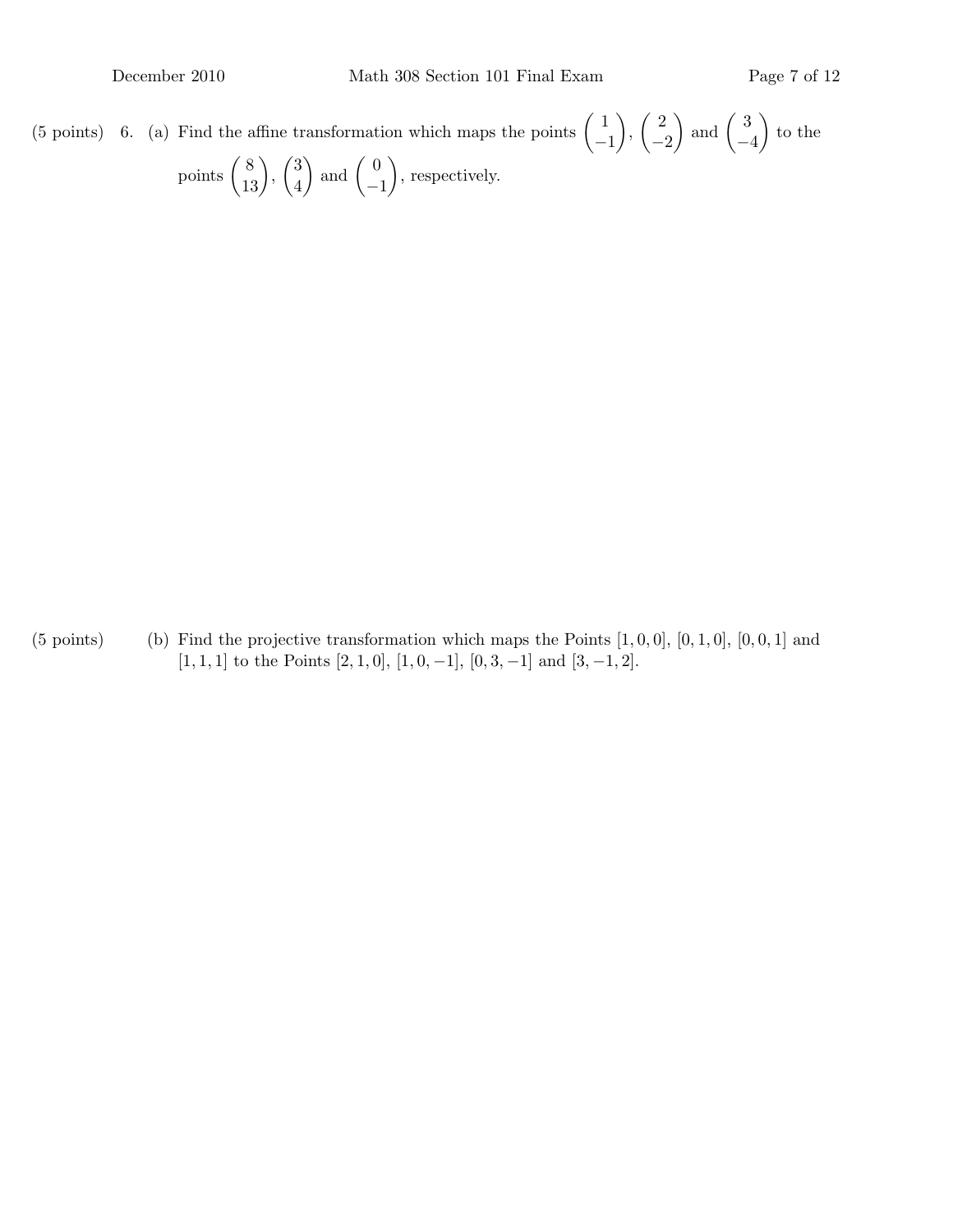(5 points) 6. (a) Find the affine transformation which maps the points $\begin{pmatrix} 1 \\ -1 \end{pmatrix}$, $\begin{pmatrix} 2 \\ -2 \end{pmatrix}$ and $\begin{pmatrix} 3 \\ -4 \end{pmatrix}$ to the points $\begin{pmatrix} 8 \\ 13 \end{pmatrix}$, $\begin{pmatrix} 3 \\ 4 \end{pmatrix}$ and $\begin{pmatrix} 0 \\ -1 \end{pmatrix}$, respectively.

(5 points) (b) Find the projective transformation which maps the Points $[1, 0, 0]$, $[0, 1, 0]$, $[0, 0, 1]$ and $[1, 1, 1]$ to the Points $[2, 1, 0]$, $[1, 0, -1]$, $[0, 3, -1]$ and $[3, -1, 2]$.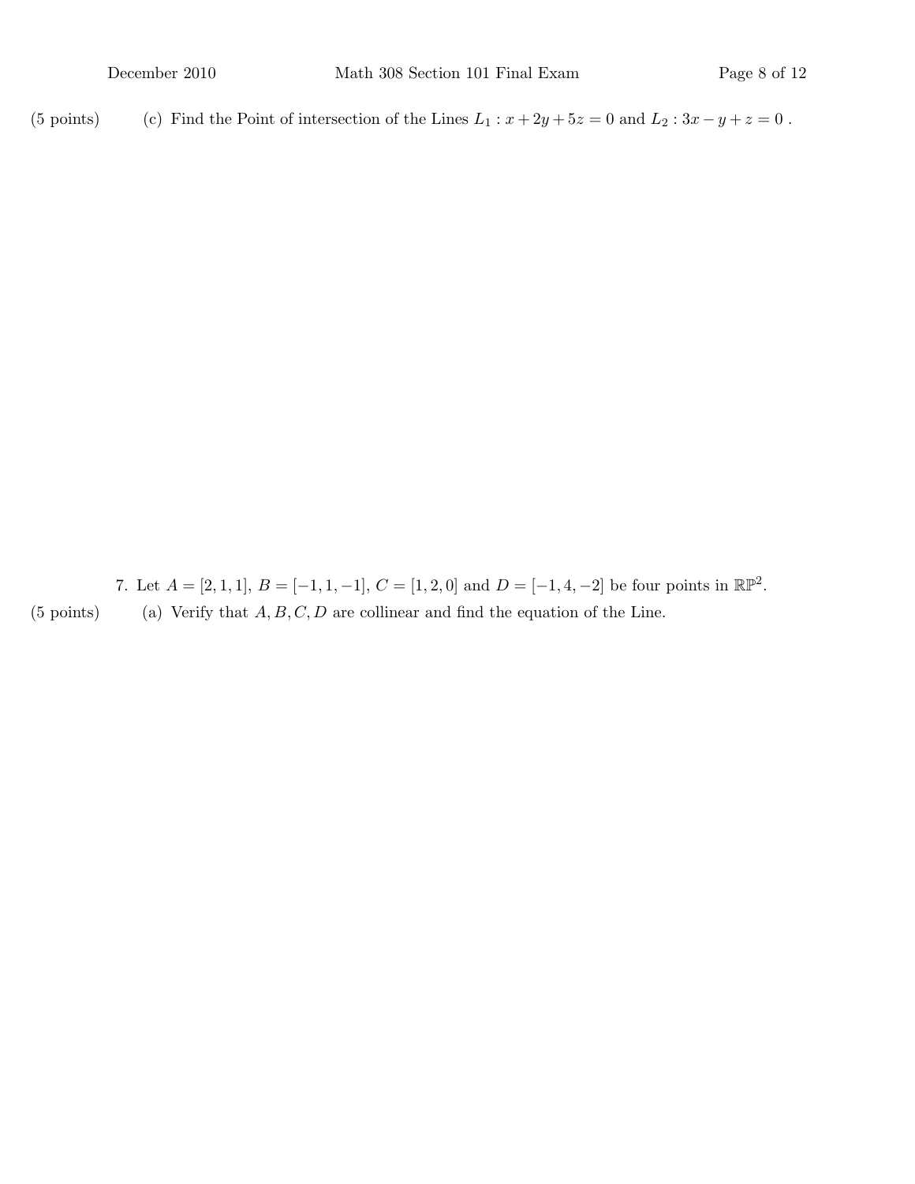(5 points) (c) Find the Point of intersection of the Lines $L_1 : x + 2y + 5z = 0$ and $L_2 : 3x - y + z = 0$ .

7. Let $A = [2, 1, 1]$, $B = [-1, 1, -1]$, $C = [1, 2, 0]$ and $D = [-1, 4, -2]$ be four points in $\mathbb{RP}^2$.

(5 points) (a) Verify that $A, B, C, D$ are collinear and find the equation of the Line.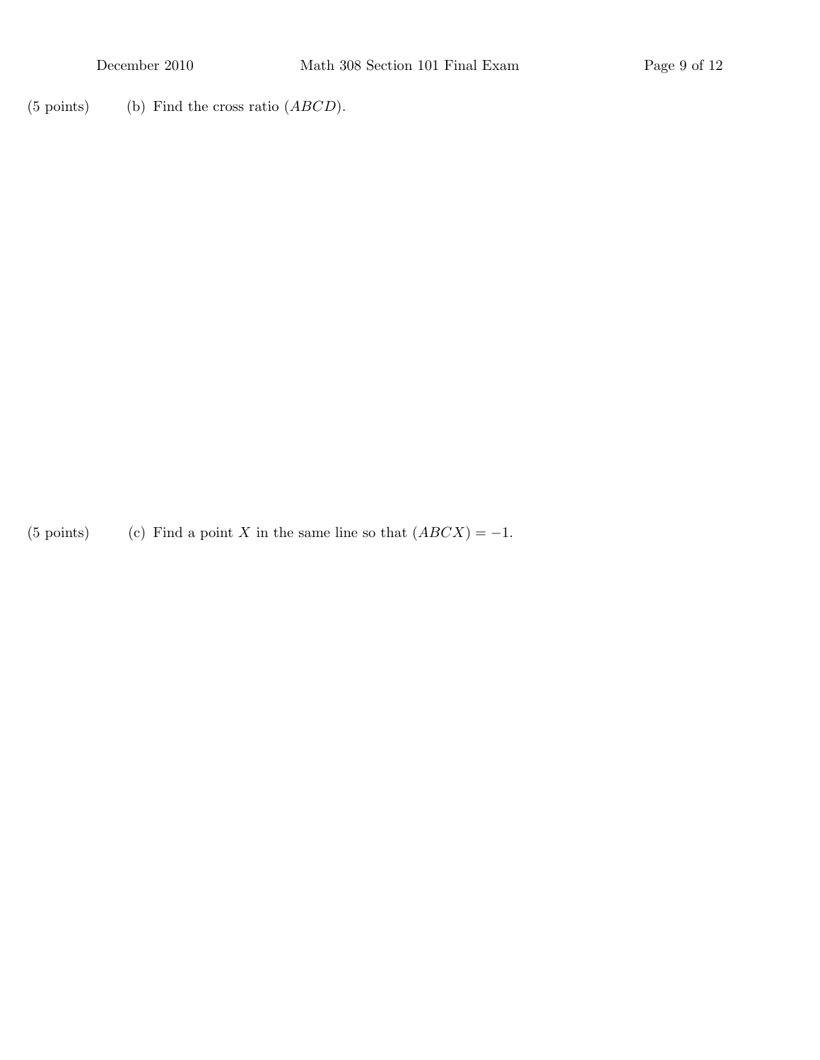(5 points) (b) Find the cross ratio $(ABCD)$.

(5 points) (c) Find a point $X$ in the same line so that $(ABCX) = -1$.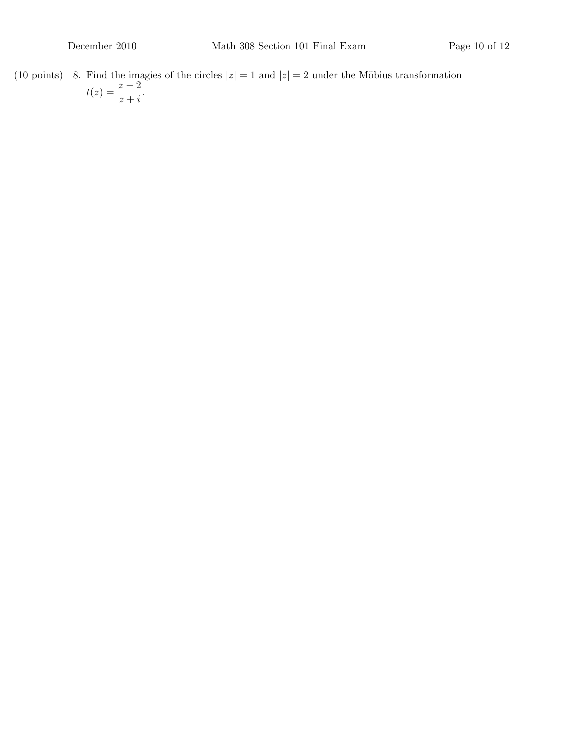(10 points) 8. Find the imagies of the circles $|z| = 1$ and $|z| = 2$ under the Möbius transformation $t(z) = \dfrac{z-2}{z+i}$.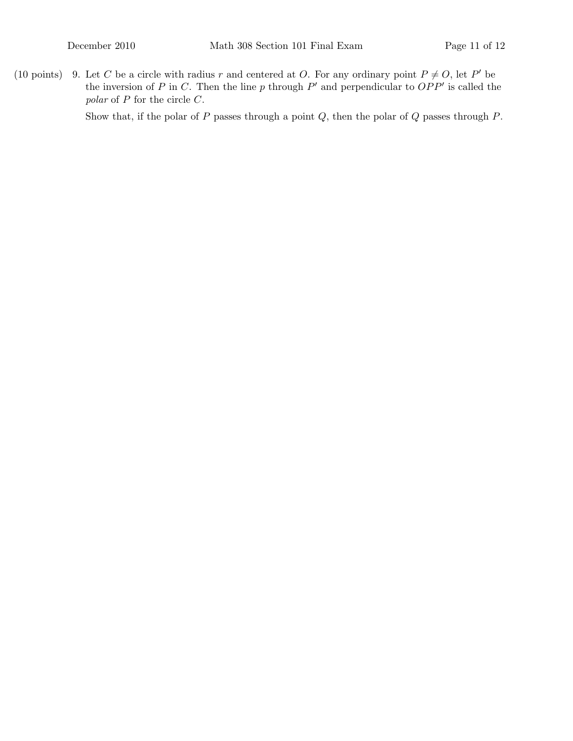(10 points) 9. Let $C$ be a circle with radius $r$ and centered at $O$. For any ordinary point $P \neq O$, let $P'$ be the inversion of $P$ in $C$. Then the line $p$ through $P'$ and perpendicular to $OPP'$ is called the *polar* of $P$ for the circle $C$.

Show that, if the polar of $P$ passes through a point $Q$, then the polar of $Q$ passes through $P$.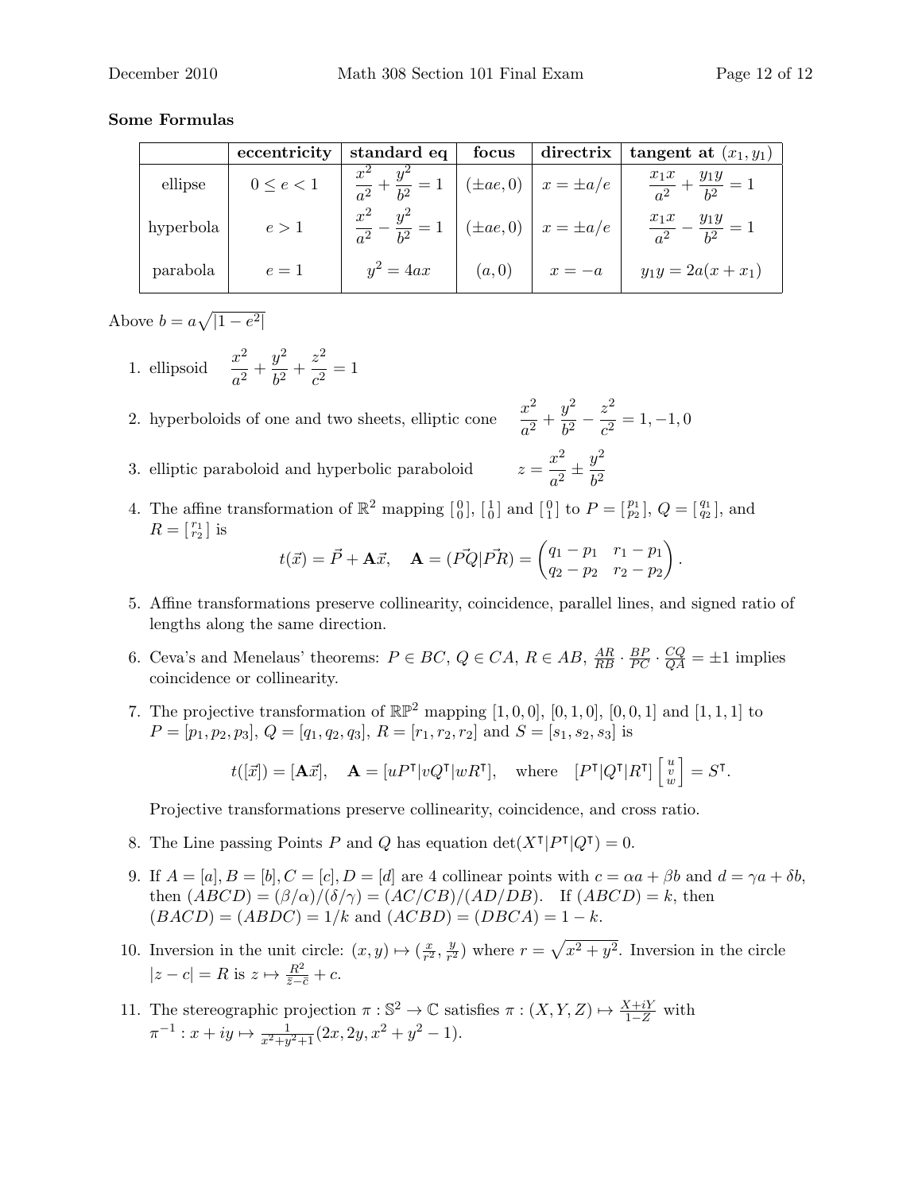**Some Formulas**

| | eccentricity | standard eq | focus | directrix | tangent at $(x_1, y_1)$ |
|---|---|---|---|---|---|
| ellipse | $0 \le e < 1$ | $\dfrac{x^2}{a^2} + \dfrac{y^2}{b^2} = 1$ | $(\pm ae, 0)$ | $x = \pm a/e$ | $\dfrac{x_1 x}{a^2} + \dfrac{y_1 y}{b^2} = 1$ |
| hyperbola | $e > 1$ | $\dfrac{x^2}{a^2} - \dfrac{y^2}{b^2} = 1$ | $(\pm ae, 0)$ | $x = \pm a/e$ | $\dfrac{x_1 x}{a^2} - \dfrac{y_1 y}{b^2} = 1$ |
| parabola | $e = 1$ | $y^2 = 4ax$ | $(a, 0)$ | $x = -a$ | $y_1 y = 2a(x + x_1)$ |

Above $b = a\sqrt{|1 - e^2|}$

1. ellipsoid $\quad \dfrac{x^2}{a^2} + \dfrac{y^2}{b^2} + \dfrac{z^2}{c^2} = 1$

2. hyperboloids of one and two sheets, elliptic cone $\quad \dfrac{x^2}{a^2} + \dfrac{y^2}{b^2} - \dfrac{z^2}{c^2} = 1, -1, 0$

3. elliptic paraboloid and hyperbolic paraboloid $\quad z = \dfrac{x^2}{a^2} \pm \dfrac{y^2}{b^2}$

4. The affine transformation of $\mathbb{R}^2$ mapping $\left[\begin{smallmatrix} 0 \\ 0 \end{smallmatrix}\right]$, $\left[\begin{smallmatrix} 1 \\ 0 \end{smallmatrix}\right]$ and $\left[\begin{smallmatrix} 0 \\ 1 \end{smallmatrix}\right]$ to $P = \left[\begin{smallmatrix} p_1 \\ p_2 \end{smallmatrix}\right]$, $Q = \left[\begin{smallmatrix} q_1 \\ q_2 \end{smallmatrix}\right]$, and $R = \left[\begin{smallmatrix} r_1 \\ r_2 \end{smallmatrix}\right]$ is
$$t(\vec{x}) = \vec{P} + \mathbf{A}\vec{x}, \quad \mathbf{A} = (\vec{PQ}|\vec{PR}) = \begin{pmatrix} q_1 - p_1 & r_1 - p_1 \\ q_2 - p_2 & r_2 - p_2 \end{pmatrix}.$$

5. Affine transformations preserve collinearity, coincidence, parallel lines, and signed ratio of lengths along the same direction.

6. Ceva's and Menelaus' theorems: $P \in BC$, $Q \in CA$, $R \in AB$, $\frac{AR}{RB} \cdot \frac{BP}{PC} \cdot \frac{CQ}{QA} = \pm 1$ implies coincidence or collinearity.

7. The projective transformation of $\mathbb{RP}^2$ mapping $[1, 0, 0]$, $[0, 1, 0]$, $[0, 0, 1]$ and $[1, 1, 1]$ to $P = [p_1, p_2, p_3]$, $Q = [q_1, q_2, q_3]$, $R = [r_1, r_2, r_2]$ and $S = [s_1, s_2, s_3]$ is
$$t([\vec{x}]) = [\mathbf{A}\vec{x}], \quad \mathbf{A} = [uP^\intercal | vQ^\intercal | wR^\intercal], \quad \text{where} \quad [P^\intercal | Q^\intercal | R^\intercal] \left[\begin{smallmatrix} u \\ v \\ w \end{smallmatrix}\right] = S^\intercal.$$
Projective transformations preserve collinearity, coincidence, and cross ratio.

8. The Line passing Points $P$ and $Q$ has equation $\det(X^\intercal | P^\intercal | Q^\intercal) = 0$.

9. If $A = [a], B = [b], C = [c], D = [d]$ are 4 collinear points with $c = \alpha a + \beta b$ and $d = \gamma a + \delta b$, then $(ABCD) = (\beta/\alpha)/(\delta/\gamma) = (AC/CB)/(AD/DB)$. If $(ABCD) = k$, then $(BACD) = (ABDC) = 1/k$ and $(ACBD) = (DBCA) = 1 - k$.

10. Inversion in the unit circle: $(x, y) \mapsto (\frac{x}{r^2}, \frac{y}{r^2})$ where $r = \sqrt{x^2 + y^2}$. Inversion in the circle $|z - c| = R$ is $z \mapsto \frac{R^2}{\bar{z} - \bar{c}} + c$.

11. The stereographic projection $\pi : \mathbb{S}^2 \to \mathbb{C}$ satisfies $\pi : (X, Y, Z) \mapsto \frac{X + iY}{1 - Z}$ with $\pi^{-1} : x + iy \mapsto \frac{1}{x^2 + y^2 + 1}(2x, 2y, x^2 + y^2 - 1)$.